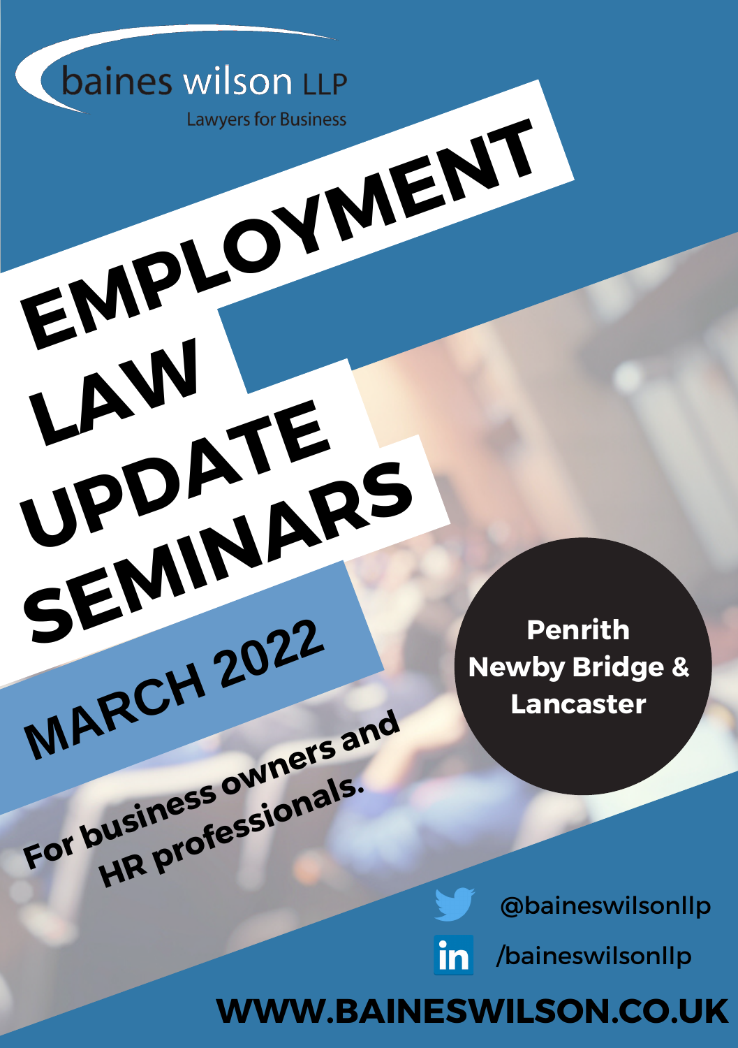baines wilson LLP

Lawyers for Business

# EMPLOYMENT LAW UPDATE SEMINARS

## MARCH 2022

**For business owners and HR professionals.**

**Penrith**
**Newby Bridge &**
**Lancaster**

@baineswilsonllp

/baineswilsonllp

**WWW.BAINESWILSON.CO.UK**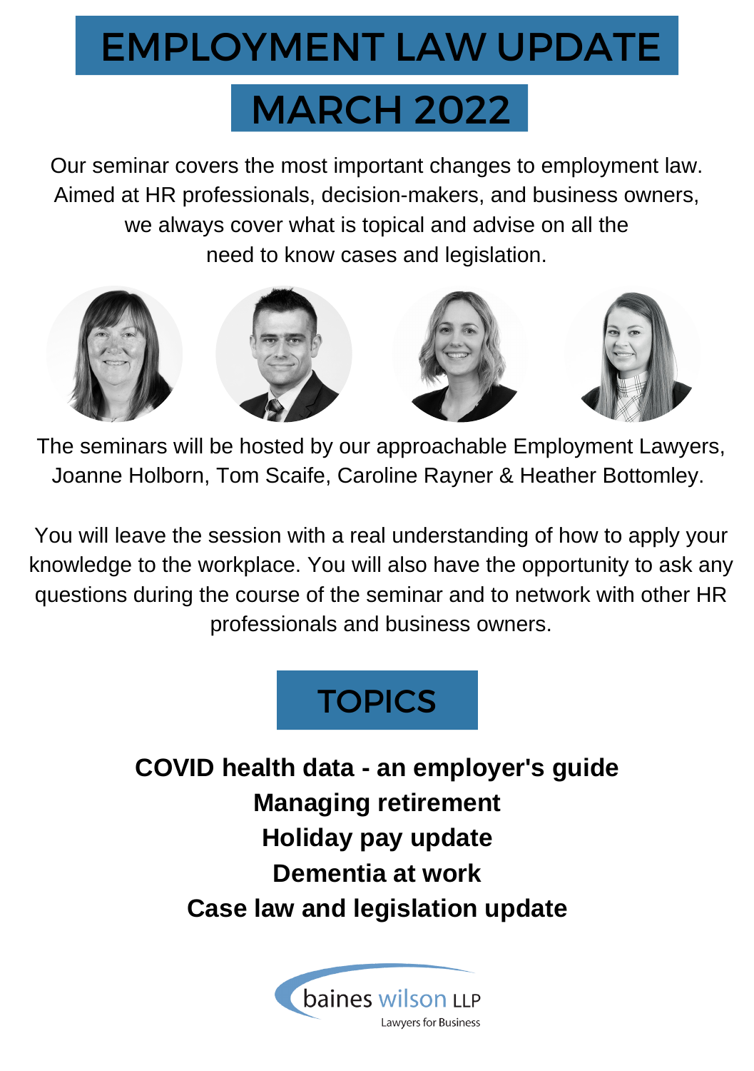# EMPLOYMENT LAW UPDATE

## MARCH 2022

Our seminar covers the most important changes to employment law. Aimed at HR professionals, decision-makers, and business owners, we always cover what is topical and advise on all the need to know cases and legislation.

The seminars will be hosted by our approachable Employment Lawyers, Joanne Holborn, Tom Scaife, Caroline Rayner & Heather Bottomley.

You will leave the session with a real understanding of how to apply your knowledge to the workplace. You will also have the opportunity to ask any questions during the course of the seminar and to network with other HR professionals and business owners.

## TOPICS

**COVID health data - an employer's guide**
**Managing retirement**
**Holiday pay update**
**Dementia at work**
**Case law and legislation update**

baines wilson LLP
Lawyers for Business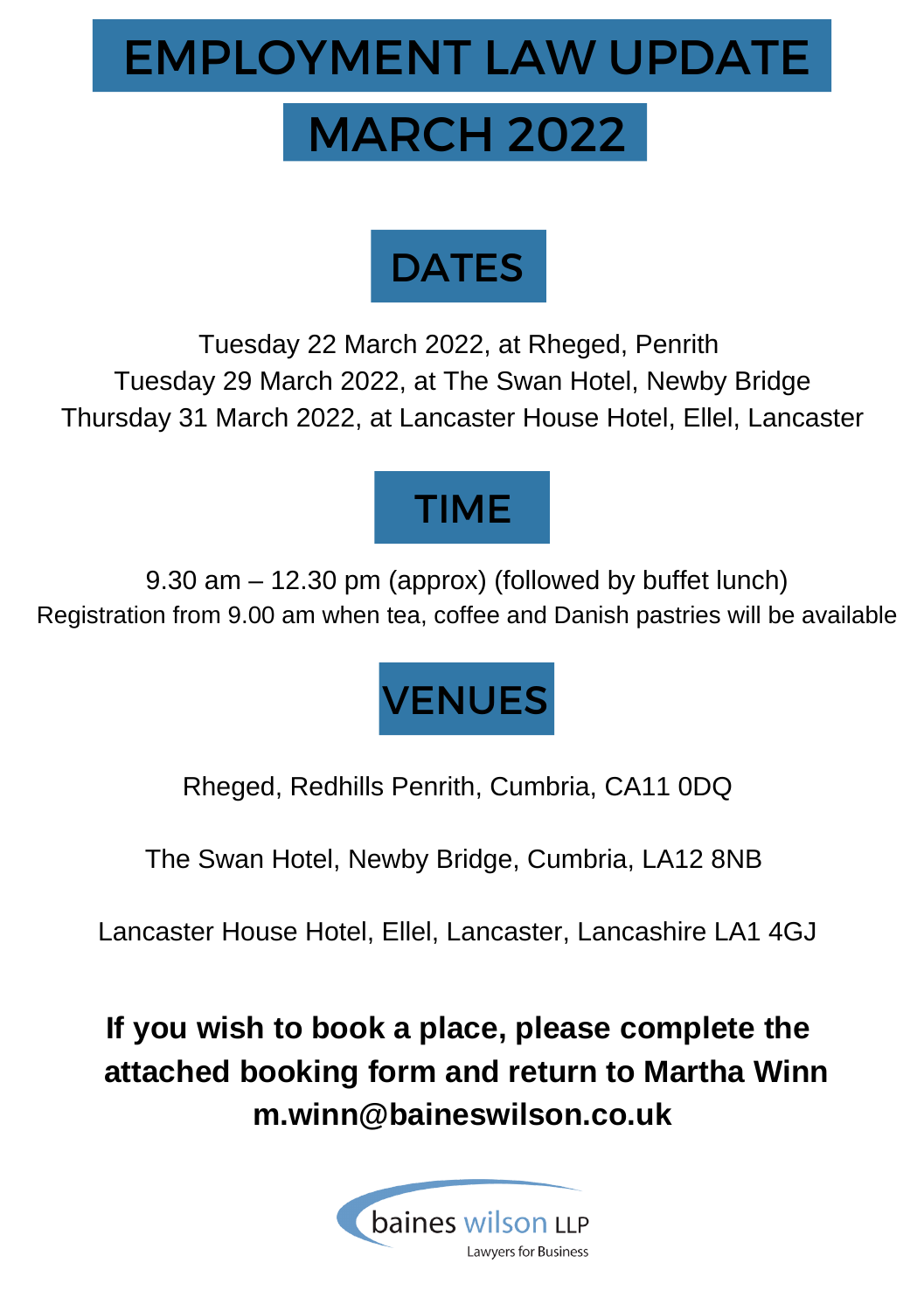# EMPLOYMENT LAW UPDATE

# MARCH 2022

## DATES

Tuesday 22 March 2022, at Rheged, Penrith
Tuesday 29 March 2022, at The Swan Hotel, Newby Bridge
Thursday 31 March 2022, at Lancaster House Hotel, Ellel, Lancaster

## TIME

9.30 am – 12.30 pm (approx) (followed by buffet lunch)
Registration from 9.00 am when tea, coffee and Danish pastries will be available

## VENUES

Rheged, Redhills Penrith, Cumbria, CA11 0DQ

The Swan Hotel, Newby Bridge, Cumbria, LA12 8NB

Lancaster House Hotel, Ellel, Lancaster, Lancashire LA1 4GJ

**If you wish to book a place, please complete the attached booking form and return to Martha Winn m.winn@baineswilson.co.uk**

baines wilson LLP
Lawyers for Business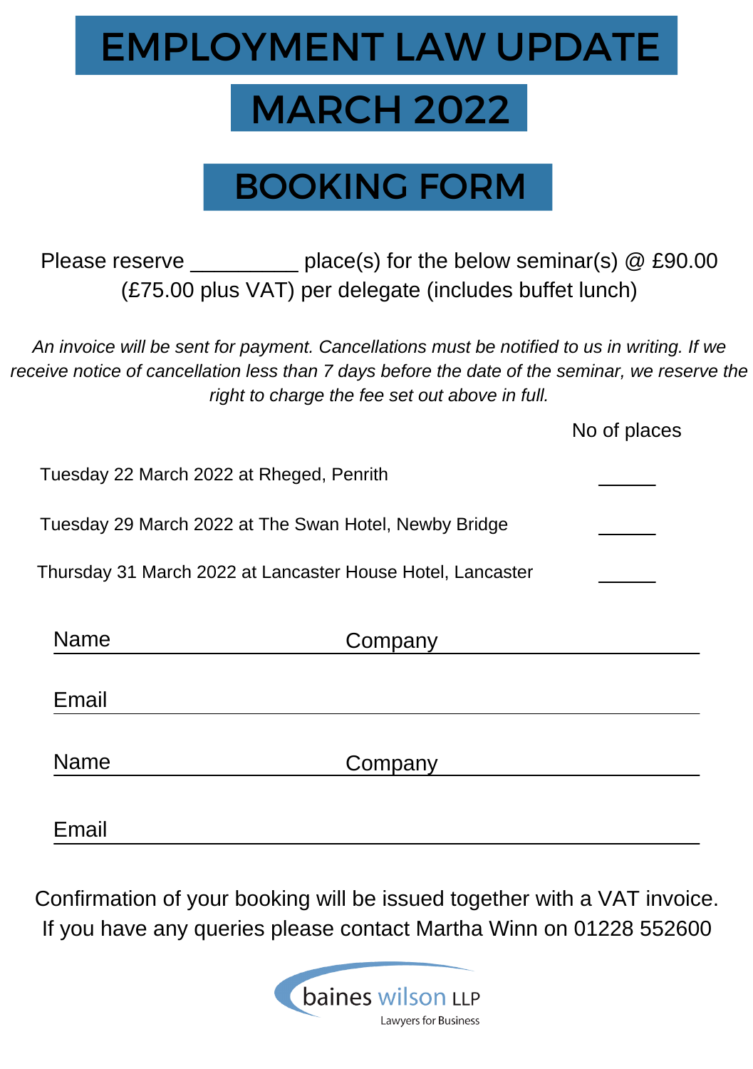# EMPLOYMENT LAW UPDATE

# MARCH 2022

# BOOKING FORM

Please reserve _________ place(s) for the below seminar(s) @ £90.00 (£75.00 plus VAT) per delegate (includes buffet lunch)

*An invoice will be sent for payment. Cancellations must be notified to us in writing. If we receive notice of cancellation less than 7 days before the date of the seminar, we reserve the right to charge the fee set out above in full.*

| | No of places |
|---|---|
| Tuesday 22 March 2022 at Rheged, Penrith | _____ |
| Tuesday 29 March 2022 at The Swan Hotel, Newby Bridge | _____ |
| Thursday 31 March 2022 at Lancaster House Hotel, Lancaster | _____ |

Name ______________________ Company ______________________

Email ______________________________________________

Name ______________________ Company ______________________

Email ______________________________________________

Confirmation of your booking will be issued together with a VAT invoice.
If you have any queries please contact Martha Winn on 01228 552600

baines wilson LLP
Lawyers for Business